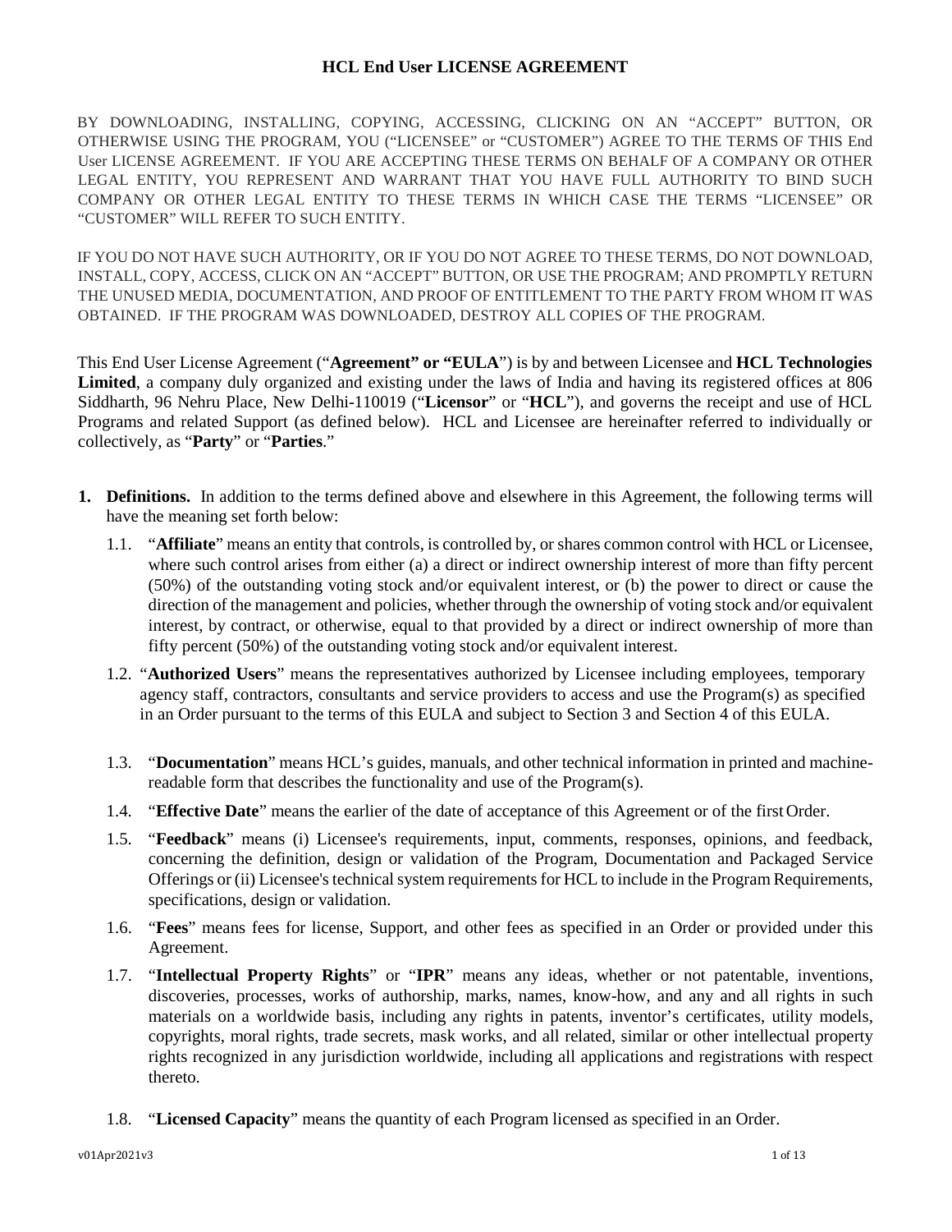# HCL End User LICENSE AGREEMENT

BY DOWNLOADING, INSTALLING, COPYING, ACCESSING, CLICKING ON AN "ACCEPT" BUTTON, OR OTHERWISE USING THE PROGRAM, YOU ("LICENSEE" or "CUSTOMER") AGREE TO THE TERMS OF THIS End User LICENSE AGREEMENT. IF YOU ARE ACCEPTING THESE TERMS ON BEHALF OF A COMPANY OR OTHER LEGAL ENTITY, YOU REPRESENT AND WARRANT THAT YOU HAVE FULL AUTHORITY TO BIND SUCH COMPANY OR OTHER LEGAL ENTITY TO THESE TERMS IN WHICH CASE THE TERMS "LICENSEE" OR "CUSTOMER" WILL REFER TO SUCH ENTITY.

IF YOU DO NOT HAVE SUCH AUTHORITY, OR IF YOU DO NOT AGREE TO THESE TERMS, DO NOT DOWNLOAD, INSTALL, COPY, ACCESS, CLICK ON AN "ACCEPT" BUTTON, OR USE THE PROGRAM; AND PROMPTLY RETURN THE UNUSED MEDIA, DOCUMENTATION, AND PROOF OF ENTITLEMENT TO THE PARTY FROM WHOM IT WAS OBTAINED. IF THE PROGRAM WAS DOWNLOADED, DESTROY ALL COPIES OF THE PROGRAM.

This End User License Agreement ("**Agreement" or "EULA**") is by and between Licensee and **HCL Technologies Limited**, a company duly organized and existing under the laws of India and having its registered offices at 806 Siddharth, 96 Nehru Place, New Delhi-110019 ("**Licensor**" or "**HCL**"), and governs the receipt and use of HCL Programs and related Support (as defined below). HCL and Licensee are hereinafter referred to individually or collectively, as "**Party**" or "**Parties**."

1. **Definitions.** In addition to the terms defined above and elsewhere in this Agreement, the following terms will have the meaning set forth below:

   1.1. "**Affiliate**" means an entity that controls, is controlled by, or shares common control with HCL or Licensee, where such control arises from either (a) a direct or indirect ownership interest of more than fifty percent (50%) of the outstanding voting stock and/or equivalent interest, or (b) the power to direct or cause the direction of the management and policies, whether through the ownership of voting stock and/or equivalent interest, by contract, or otherwise, equal to that provided by a direct or indirect ownership of more than fifty percent (50%) of the outstanding voting stock and/or equivalent interest.

   1.2. "**Authorized Users**" means the representatives authorized by Licensee including employees, temporary agency staff, contractors, consultants and service providers to access and use the Program(s) as specified in an Order pursuant to the terms of this EULA and subject to Section 3 and Section 4 of this EULA.

   1.3. "**Documentation**" means HCL's guides, manuals, and other technical information in printed and machine-readable form that describes the functionality and use of the Program(s).

   1.4. "**Effective Date**" means the earlier of the date of acceptance of this Agreement or of the first Order.

   1.5. "**Feedback**" means (i) Licensee's requirements, input, comments, responses, opinions, and feedback, concerning the definition, design or validation of the Program, Documentation and Packaged Service Offerings or (ii) Licensee's technical system requirements for HCL to include in the Program Requirements, specifications, design or validation.

   1.6. "**Fees**" means fees for license, Support, and other fees as specified in an Order or provided under this Agreement.

   1.7. "**Intellectual Property Rights**" or "**IPR**" means any ideas, whether or not patentable, inventions, discoveries, processes, works of authorship, marks, names, know-how, and any and all rights in such materials on a worldwide basis, including any rights in patents, inventor's certificates, utility models, copyrights, moral rights, trade secrets, mask works, and all related, similar or other intellectual property rights recognized in any jurisdiction worldwide, including all applications and registrations with respect thereto.

   1.8. "**Licensed Capacity**" means the quantity of each Program licensed as specified in an Order.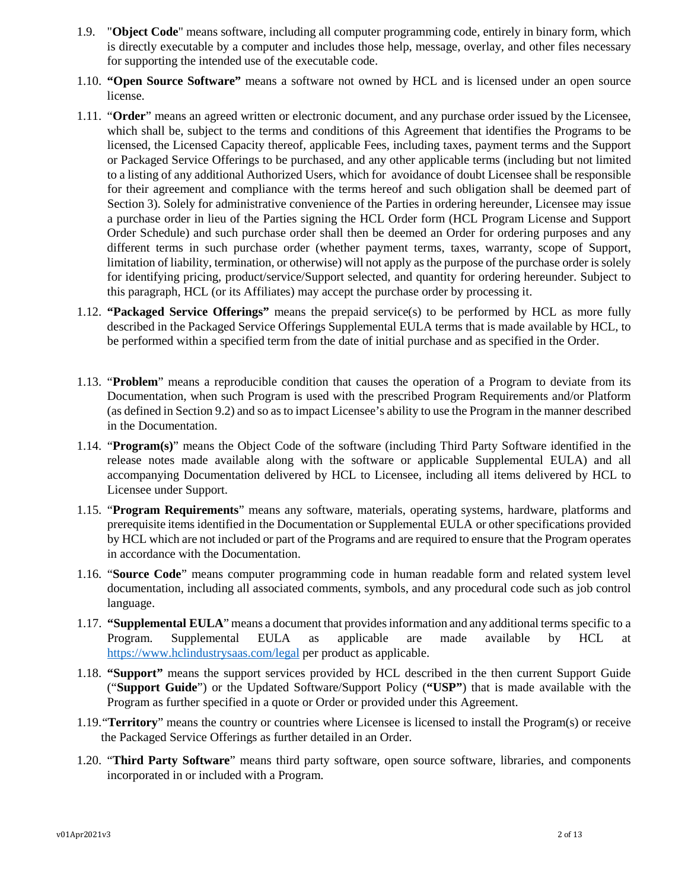1.9. "**Object Code**" means software, including all computer programming code, entirely in binary form, which is directly executable by a computer and includes those help, message, overlay, and other files necessary for supporting the intended use of the executable code.

1.10. **"Open Source Software"** means a software not owned by HCL and is licensed under an open source license.

1.11. "**Order**" means an agreed written or electronic document, and any purchase order issued by the Licensee, which shall be, subject to the terms and conditions of this Agreement that identifies the Programs to be licensed, the Licensed Capacity thereof, applicable Fees, including taxes, payment terms and the Support or Packaged Service Offerings to be purchased, and any other applicable terms (including but not limited to a listing of any additional Authorized Users, which for avoidance of doubt Licensee shall be responsible for their agreement and compliance with the terms hereof and such obligation shall be deemed part of Section 3). Solely for administrative convenience of the Parties in ordering hereunder, Licensee may issue a purchase order in lieu of the Parties signing the HCL Order form (HCL Program License and Support Order Schedule) and such purchase order shall then be deemed an Order for ordering purposes and any different terms in such purchase order (whether payment terms, taxes, warranty, scope of Support, limitation of liability, termination, or otherwise) will not apply as the purpose of the purchase order is solely for identifying pricing, product/service/Support selected, and quantity for ordering hereunder. Subject to this paragraph, HCL (or its Affiliates) may accept the purchase order by processing it.

1.12. **"Packaged Service Offerings"** means the prepaid service(s) to be performed by HCL as more fully described in the Packaged Service Offerings Supplemental EULA terms that is made available by HCL, to be performed within a specified term from the date of initial purchase and as specified in the Order.

1.13. "**Problem**" means a reproducible condition that causes the operation of a Program to deviate from its Documentation, when such Program is used with the prescribed Program Requirements and/or Platform (as defined in Section 9.2) and so as to impact Licensee's ability to use the Program in the manner described in the Documentation.

1.14. "**Program(s)**" means the Object Code of the software (including Third Party Software identified in the release notes made available along with the software or applicable Supplemental EULA) and all accompanying Documentation delivered by HCL to Licensee, including all items delivered by HCL to Licensee under Support.

1.15. "**Program Requirements**" means any software, materials, operating systems, hardware, platforms and prerequisite items identified in the Documentation or Supplemental EULA or other specifications provided by HCL which are not included or part of the Programs and are required to ensure that the Program operates in accordance with the Documentation.

1.16. "**Source Code**" means computer programming code in human readable form and related system level documentation, including all associated comments, symbols, and any procedural code such as job control language.

1.17. **"Supplemental EULA"** means a document that provides information and any additional terms specific to a Program. Supplemental EULA as applicable are made available by HCL at https://www.hclindustrysaas.com/legal per product as applicable.

1.18. **"Support"** means the support services provided by HCL described in the then current Support Guide ("**Support Guide**") or the Updated Software/Support Policy (**"USP"**) that is made available with the Program as further specified in a quote or Order or provided under this Agreement.

1.19. "**Territory**" means the country or countries where Licensee is licensed to install the Program(s) or receive the Packaged Service Offerings as further detailed in an Order.

1.20. "**Third Party Software**" means third party software, open source software, libraries, and components incorporated in or included with a Program.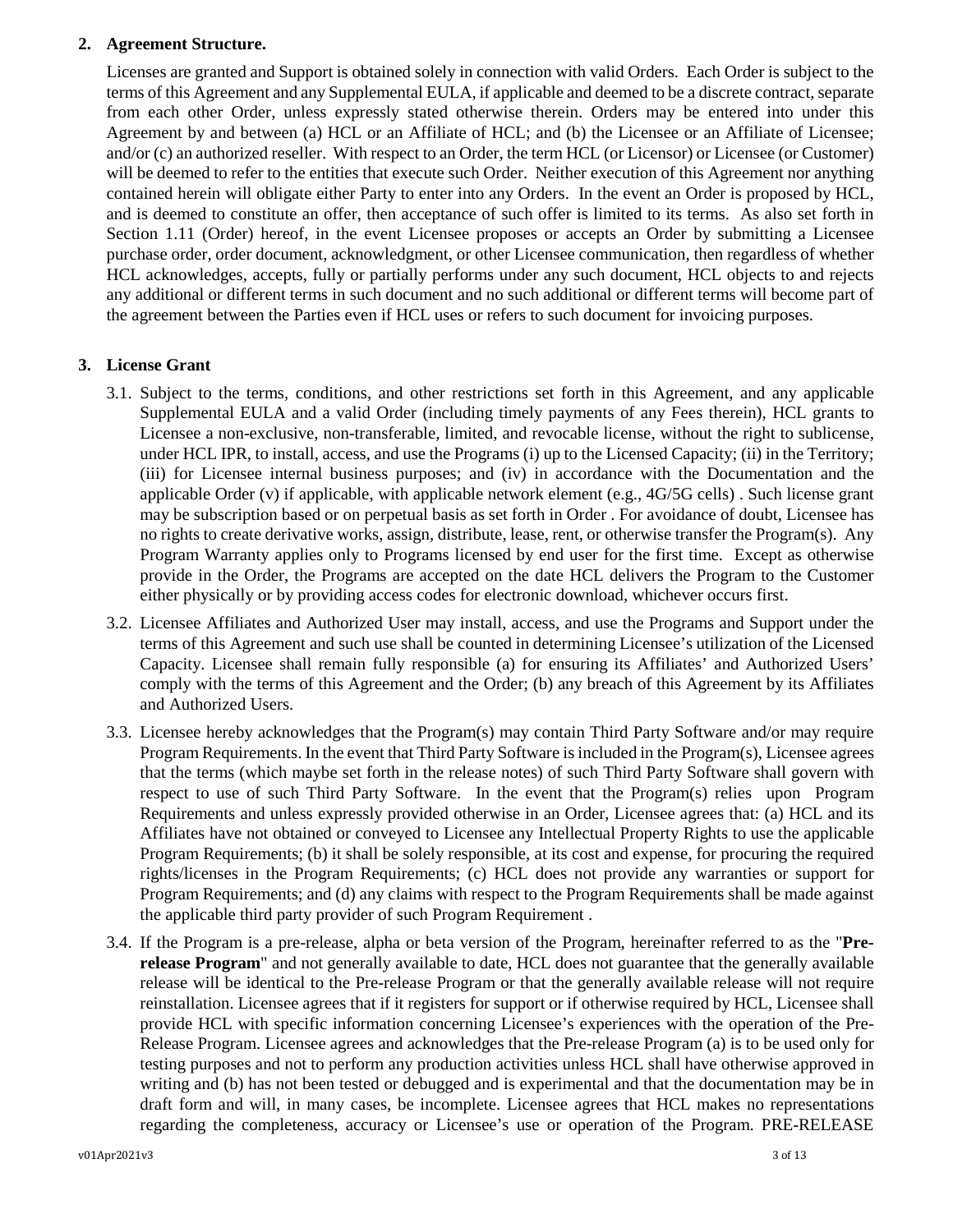## 2. Agreement Structure.

Licenses are granted and Support is obtained solely in connection with valid Orders. Each Order is subject to the terms of this Agreement and any Supplemental EULA, if applicable and deemed to be a discrete contract, separate from each other Order, unless expressly stated otherwise therein. Orders may be entered into under this Agreement by and between (a) HCL or an Affiliate of HCL; and (b) the Licensee or an Affiliate of Licensee; and/or (c) an authorized reseller. With respect to an Order, the term HCL (or Licensor) or Licensee (or Customer) will be deemed to refer to the entities that execute such Order. Neither execution of this Agreement nor anything contained herein will obligate either Party to enter into any Orders. In the event an Order is proposed by HCL, and is deemed to constitute an offer, then acceptance of such offer is limited to its terms. As also set forth in Section 1.11 (Order) hereof, in the event Licensee proposes or accepts an Order by submitting a Licensee purchase order, order document, acknowledgment, or other Licensee communication, then regardless of whether HCL acknowledges, accepts, fully or partially performs under any such document, HCL objects to and rejects any additional or different terms in such document and no such additional or different terms will become part of the agreement between the Parties even if HCL uses or refers to such document for invoicing purposes.

## 3. License Grant

3.1. Subject to the terms, conditions, and other restrictions set forth in this Agreement, and any applicable Supplemental EULA and a valid Order (including timely payments of any Fees therein), HCL grants to Licensee a non-exclusive, non-transferable, limited, and revocable license, without the right to sublicense, under HCL IPR, to install, access, and use the Programs (i) up to the Licensed Capacity; (ii) in the Territory; (iii) for Licensee internal business purposes; and (iv) in accordance with the Documentation and the applicable Order (v) if applicable, with applicable network element (e.g., 4G/5G cells) . Such license grant may be subscription based or on perpetual basis as set forth in Order . For avoidance of doubt, Licensee has no rights to create derivative works, assign, distribute, lease, rent, or otherwise transfer the Program(s). Any Program Warranty applies only to Programs licensed by end user for the first time. Except as otherwise provide in the Order, the Programs are accepted on the date HCL delivers the Program to the Customer either physically or by providing access codes for electronic download, whichever occurs first.

3.2. Licensee Affiliates and Authorized User may install, access, and use the Programs and Support under the terms of this Agreement and such use shall be counted in determining Licensee's utilization of the Licensed Capacity. Licensee shall remain fully responsible (a) for ensuring its Affiliates' and Authorized Users' comply with the terms of this Agreement and the Order; (b) any breach of this Agreement by its Affiliates and Authorized Users.

3.3. Licensee hereby acknowledges that the Program(s) may contain Third Party Software and/or may require Program Requirements. In the event that Third Party Software is included in the Program(s), Licensee agrees that the terms (which maybe set forth in the release notes) of such Third Party Software shall govern with respect to use of such Third Party Software. In the event that the Program(s) relies upon Program Requirements and unless expressly provided otherwise in an Order, Licensee agrees that: (a) HCL and its Affiliates have not obtained or conveyed to Licensee any Intellectual Property Rights to use the applicable Program Requirements; (b) it shall be solely responsible, at its cost and expense, for procuring the required rights/licenses in the Program Requirements; (c) HCL does not provide any warranties or support for Program Requirements; and (d) any claims with respect to the Program Requirements shall be made against the applicable third party provider of such Program Requirement .

3.4. If the Program is a pre-release, alpha or beta version of the Program, hereinafter referred to as the "**Pre-release Program**" and not generally available to date, HCL does not guarantee that the generally available release will be identical to the Pre-release Program or that the generally available release will not require reinstallation. Licensee agrees that if it registers for support or if otherwise required by HCL, Licensee shall provide HCL with specific information concerning Licensee's experiences with the operation of the Pre-Release Program. Licensee agrees and acknowledges that the Pre-release Program (a) is to be used only for testing purposes and not to perform any production activities unless HCL shall have otherwise approved in writing and (b) has not been tested or debugged and is experimental and that the documentation may be in draft form and will, in many cases, be incomplete. Licensee agrees that HCL makes no representations regarding the completeness, accuracy or Licensee's use or operation of the Program. PRE-RELEASE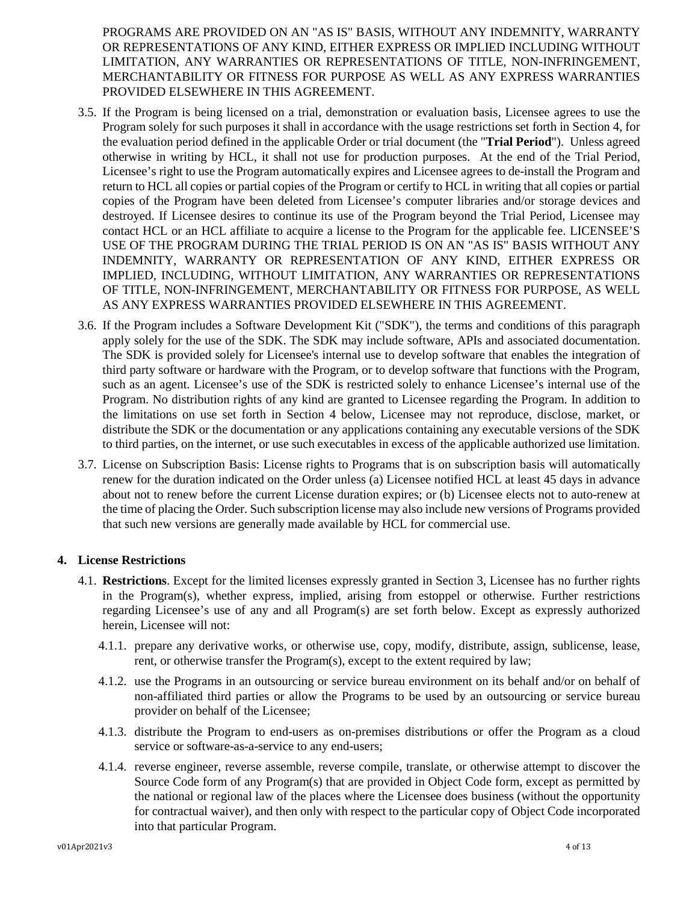PROGRAMS ARE PROVIDED ON AN "AS IS" BASIS, WITHOUT ANY INDEMNITY, WARRANTY OR REPRESENTATIONS OF ANY KIND, EITHER EXPRESS OR IMPLIED INCLUDING WITHOUT LIMITATION, ANY WARRANTIES OR REPRESENTATIONS OF TITLE, NON-INFRINGEMENT, MERCHANTABILITY OR FITNESS FOR PURPOSE AS WELL AS ANY EXPRESS WARRANTIES PROVIDED ELSEWHERE IN THIS AGREEMENT.

3.5. If the Program is being licensed on a trial, demonstration or evaluation basis, Licensee agrees to use the Program solely for such purposes it shall in accordance with the usage restrictions set forth in Section 4, for the evaluation period defined in the applicable Order or trial document (the "**Trial Period**"). Unless agreed otherwise in writing by HCL, it shall not use for production purposes. At the end of the Trial Period, Licensee's right to use the Program automatically expires and Licensee agrees to de-install the Program and return to HCL all copies or partial copies of the Program or certify to HCL in writing that all copies or partial copies of the Program have been deleted from Licensee's computer libraries and/or storage devices and destroyed. If Licensee desires to continue its use of the Program beyond the Trial Period, Licensee may contact HCL or an HCL affiliate to acquire a license to the Program for the applicable fee. LICENSEE'S USE OF THE PROGRAM DURING THE TRIAL PERIOD IS ON AN "AS IS" BASIS WITHOUT ANY INDEMNITY, WARRANTY OR REPRESENTATION OF ANY KIND, EITHER EXPRESS OR IMPLIED, INCLUDING, WITHOUT LIMITATION, ANY WARRANTIES OR REPRESENTATIONS OF TITLE, NON-INFRINGEMENT, MERCHANTABILITY OR FITNESS FOR PURPOSE, AS WELL AS ANY EXPRESS WARRANTIES PROVIDED ELSEWHERE IN THIS AGREEMENT.

3.6. If the Program includes a Software Development Kit ("SDK"), the terms and conditions of this paragraph apply solely for the use of the SDK. The SDK may include software, APIs and associated documentation. The SDK is provided solely for Licensee's internal use to develop software that enables the integration of third party software or hardware with the Program, or to develop software that functions with the Program, such as an agent. Licensee's use of the SDK is restricted solely to enhance Licensee's internal use of the Program. No distribution rights of any kind are granted to Licensee regarding the Program. In addition to the limitations on use set forth in Section 4 below, Licensee may not reproduce, disclose, market, or distribute the SDK or the documentation or any applications containing any executable versions of the SDK to third parties, on the internet, or use such executables in excess of the applicable authorized use limitation.

3.7. License on Subscription Basis: License rights to Programs that is on subscription basis will automatically renew for the duration indicated on the Order unless (a) Licensee notified HCL at least 45 days in advance about not to renew before the current License duration expires; or (b) Licensee elects not to auto-renew at the time of placing the Order. Such subscription license may also include new versions of Programs provided that such new versions are generally made available by HCL for commercial use.

## 4. License Restrictions

4.1. **Restrictions**. Except for the limited licenses expressly granted in Section 3, Licensee has no further rights in the Program(s), whether express, implied, arising from estoppel or otherwise. Further restrictions regarding Licensee's use of any and all Program(s) are set forth below. Except as expressly authorized herein, Licensee will not:

4.1.1. prepare any derivative works, or otherwise use, copy, modify, distribute, assign, sublicense, lease, rent, or otherwise transfer the Program(s), except to the extent required by law;

4.1.2. use the Programs in an outsourcing or service bureau environment on its behalf and/or on behalf of non-affiliated third parties or allow the Programs to be used by an outsourcing or service bureau provider on behalf of the Licensee;

4.1.3. distribute the Program to end-users as on-premises distributions or offer the Program as a cloud service or software-as-a-service to any end-users;

4.1.4. reverse engineer, reverse assemble, reverse compile, translate, or otherwise attempt to discover the Source Code form of any Program(s) that are provided in Object Code form, except as permitted by the national or regional law of the places where the Licensee does business (without the opportunity for contractual waiver), and then only with respect to the particular copy of Object Code incorporated into that particular Program.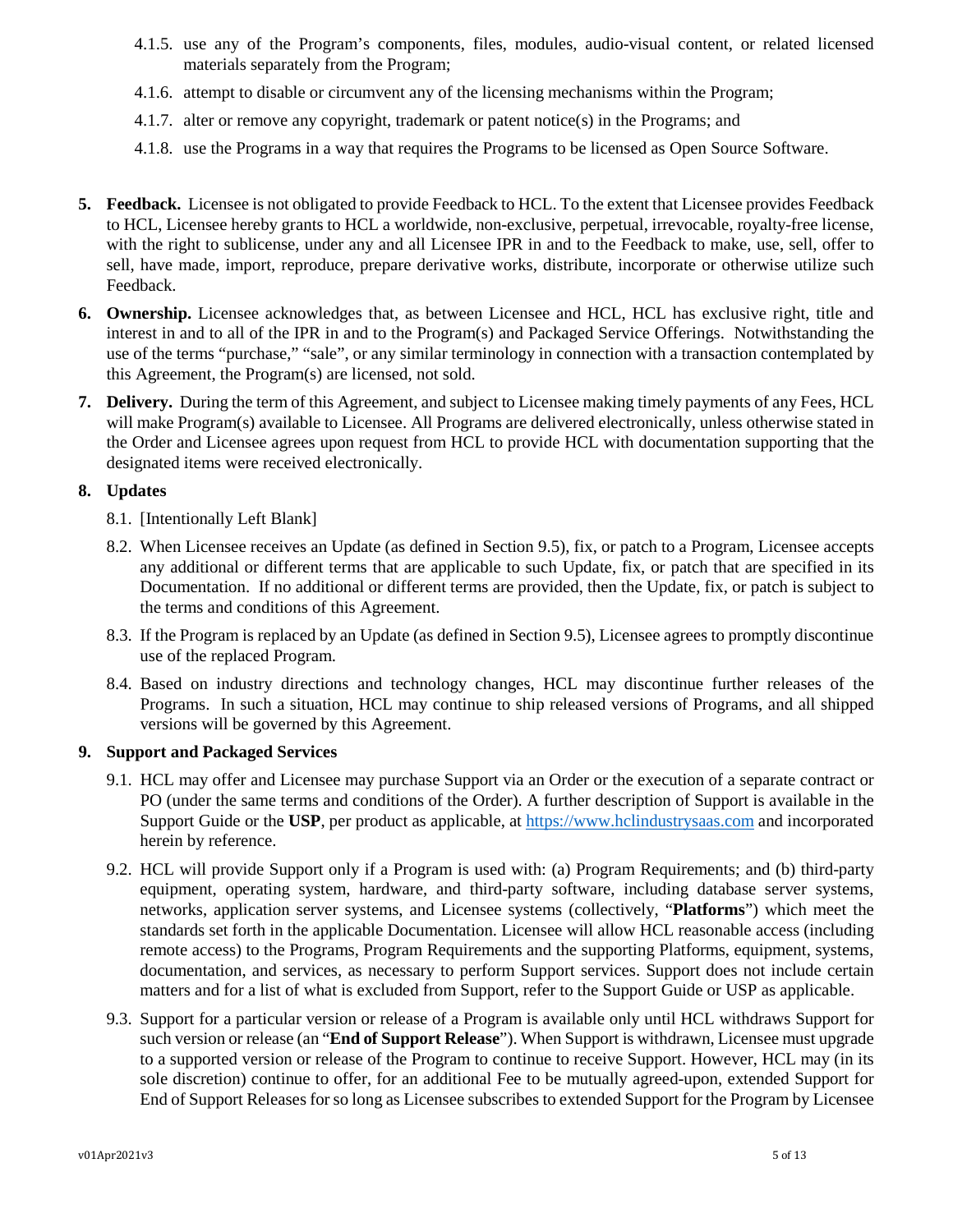4.1.5. use any of the Program's components, files, modules, audio-visual content, or related licensed materials separately from the Program;

4.1.6. attempt to disable or circumvent any of the licensing mechanisms within the Program;

4.1.7. alter or remove any copyright, trademark or patent notice(s) in the Programs; and

4.1.8. use the Programs in a way that requires the Programs to be licensed as Open Source Software.

5. **Feedback.** Licensee is not obligated to provide Feedback to HCL. To the extent that Licensee provides Feedback to HCL, Licensee hereby grants to HCL a worldwide, non-exclusive, perpetual, irrevocable, royalty-free license, with the right to sublicense, under any and all Licensee IPR in and to the Feedback to make, use, sell, offer to sell, have made, import, reproduce, prepare derivative works, distribute, incorporate or otherwise utilize such Feedback.

6. **Ownership.** Licensee acknowledges that, as between Licensee and HCL, HCL has exclusive right, title and interest in and to all of the IPR in and to the Program(s) and Packaged Service Offerings. Notwithstanding the use of the terms "purchase," "sale", or any similar terminology in connection with a transaction contemplated by this Agreement, the Program(s) are licensed, not sold.

7. **Delivery.** During the term of this Agreement, and subject to Licensee making timely payments of any Fees, HCL will make Program(s) available to Licensee. All Programs are delivered electronically, unless otherwise stated in the Order and Licensee agrees upon request from HCL to provide HCL with documentation supporting that the designated items were received electronically.

8. **Updates**

8.1. [Intentionally Left Blank]

8.2. When Licensee receives an Update (as defined in Section 9.5), fix, or patch to a Program, Licensee accepts any additional or different terms that are applicable to such Update, fix, or patch that are specified in its Documentation. If no additional or different terms are provided, then the Update, fix, or patch is subject to the terms and conditions of this Agreement.

8.3. If the Program is replaced by an Update (as defined in Section 9.5), Licensee agrees to promptly discontinue use of the replaced Program.

8.4. Based on industry directions and technology changes, HCL may discontinue further releases of the Programs. In such a situation, HCL may continue to ship released versions of Programs, and all shipped versions will be governed by this Agreement.

9. **Support and Packaged Services**

9.1. HCL may offer and Licensee may purchase Support via an Order or the execution of a separate contract or PO (under the same terms and conditions of the Order). A further description of Support is available in the Support Guide or the **USP**, per product as applicable, at https://www.hclindustrysaas.com and incorporated herein by reference.

9.2. HCL will provide Support only if a Program is used with: (a) Program Requirements; and (b) third-party equipment, operating system, hardware, and third-party software, including database server systems, networks, application server systems, and Licensee systems (collectively, "**Platforms**") which meet the standards set forth in the applicable Documentation. Licensee will allow HCL reasonable access (including remote access) to the Programs, Program Requirements and the supporting Platforms, equipment, systems, documentation, and services, as necessary to perform Support services. Support does not include certain matters and for a list of what is excluded from Support, refer to the Support Guide or USP as applicable.

9.3. Support for a particular version or release of a Program is available only until HCL withdraws Support for such version or release (an "**End of Support Release**"). When Support is withdrawn, Licensee must upgrade to a supported version or release of the Program to continue to receive Support. However, HCL may (in its sole discretion) continue to offer, for an additional Fee to be mutually agreed-upon, extended Support for End of Support Releases for so long as Licensee subscribes to extended Support for the Program by Licensee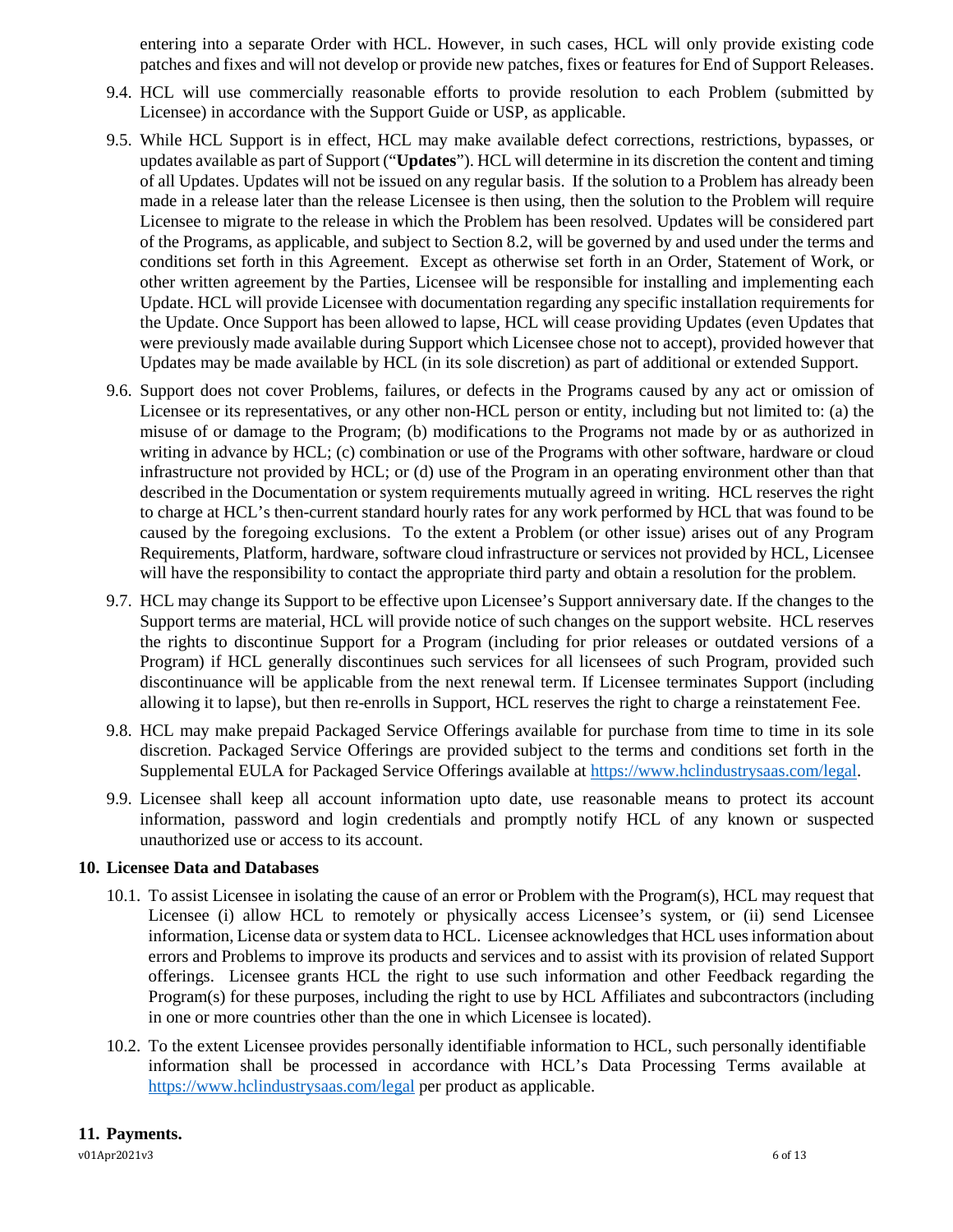entering into a separate Order with HCL. However, in such cases, HCL will only provide existing code patches and fixes and will not develop or provide new patches, fixes or features for End of Support Releases.

9.4. HCL will use commercially reasonable efforts to provide resolution to each Problem (submitted by Licensee) in accordance with the Support Guide or USP, as applicable.

9.5. While HCL Support is in effect, HCL may make available defect corrections, restrictions, bypasses, or updates available as part of Support ("**Updates**"). HCL will determine in its discretion the content and timing of all Updates. Updates will not be issued on any regular basis. If the solution to a Problem has already been made in a release later than the release Licensee is then using, then the solution to the Problem will require Licensee to migrate to the release in which the Problem has been resolved. Updates will be considered part of the Programs, as applicable, and subject to Section 8.2, will be governed by and used under the terms and conditions set forth in this Agreement. Except as otherwise set forth in an Order, Statement of Work, or other written agreement by the Parties, Licensee will be responsible for installing and implementing each Update. HCL will provide Licensee with documentation regarding any specific installation requirements for the Update. Once Support has been allowed to lapse, HCL will cease providing Updates (even Updates that were previously made available during Support which Licensee chose not to accept), provided however that Updates may be made available by HCL (in its sole discretion) as part of additional or extended Support.

9.6. Support does not cover Problems, failures, or defects in the Programs caused by any act or omission of Licensee or its representatives, or any other non-HCL person or entity, including but not limited to: (a) the misuse of or damage to the Program; (b) modifications to the Programs not made by or as authorized in writing in advance by HCL; (c) combination or use of the Programs with other software, hardware or cloud infrastructure not provided by HCL; or (d) use of the Program in an operating environment other than that described in the Documentation or system requirements mutually agreed in writing. HCL reserves the right to charge at HCL's then-current standard hourly rates for any work performed by HCL that was found to be caused by the foregoing exclusions. To the extent a Problem (or other issue) arises out of any Program Requirements, Platform, hardware, software cloud infrastructure or services not provided by HCL, Licensee will have the responsibility to contact the appropriate third party and obtain a resolution for the problem.

9.7. HCL may change its Support to be effective upon Licensee's Support anniversary date. If the changes to the Support terms are material, HCL will provide notice of such changes on the support website. HCL reserves the rights to discontinue Support for a Program (including for prior releases or outdated versions of a Program) if HCL generally discontinues such services for all licensees of such Program, provided such discontinuance will be applicable from the next renewal term. If Licensee terminates Support (including allowing it to lapse), but then re-enrolls in Support, HCL reserves the right to charge a reinstatement Fee.

9.8. HCL may make prepaid Packaged Service Offerings available for purchase from time to time in its sole discretion. Packaged Service Offerings are provided subject to the terms and conditions set forth in the Supplemental EULA for Packaged Service Offerings available at https://www.hclindustrysaas.com/legal.

9.9. Licensee shall keep all account information upto date, use reasonable means to protect its account information, password and login credentials and promptly notify HCL of any known or suspected unauthorized use or access to its account.

## 10. Licensee Data and Databases

10.1. To assist Licensee in isolating the cause of an error or Problem with the Program(s), HCL may request that Licensee (i) allow HCL to remotely or physically access Licensee's system, or (ii) send Licensee information, License data or system data to HCL. Licensee acknowledges that HCL uses information about errors and Problems to improve its products and services and to assist with its provision of related Support offerings. Licensee grants HCL the right to use such information and other Feedback regarding the Program(s) for these purposes, including the right to use by HCL Affiliates and subcontractors (including in one or more countries other than the one in which Licensee is located).

10.2. To the extent Licensee provides personally identifiable information to HCL, such personally identifiable information shall be processed in accordance with HCL's Data Processing Terms available at https://www.hclindustrysaas.com/legal per product as applicable.

## 11. Payments.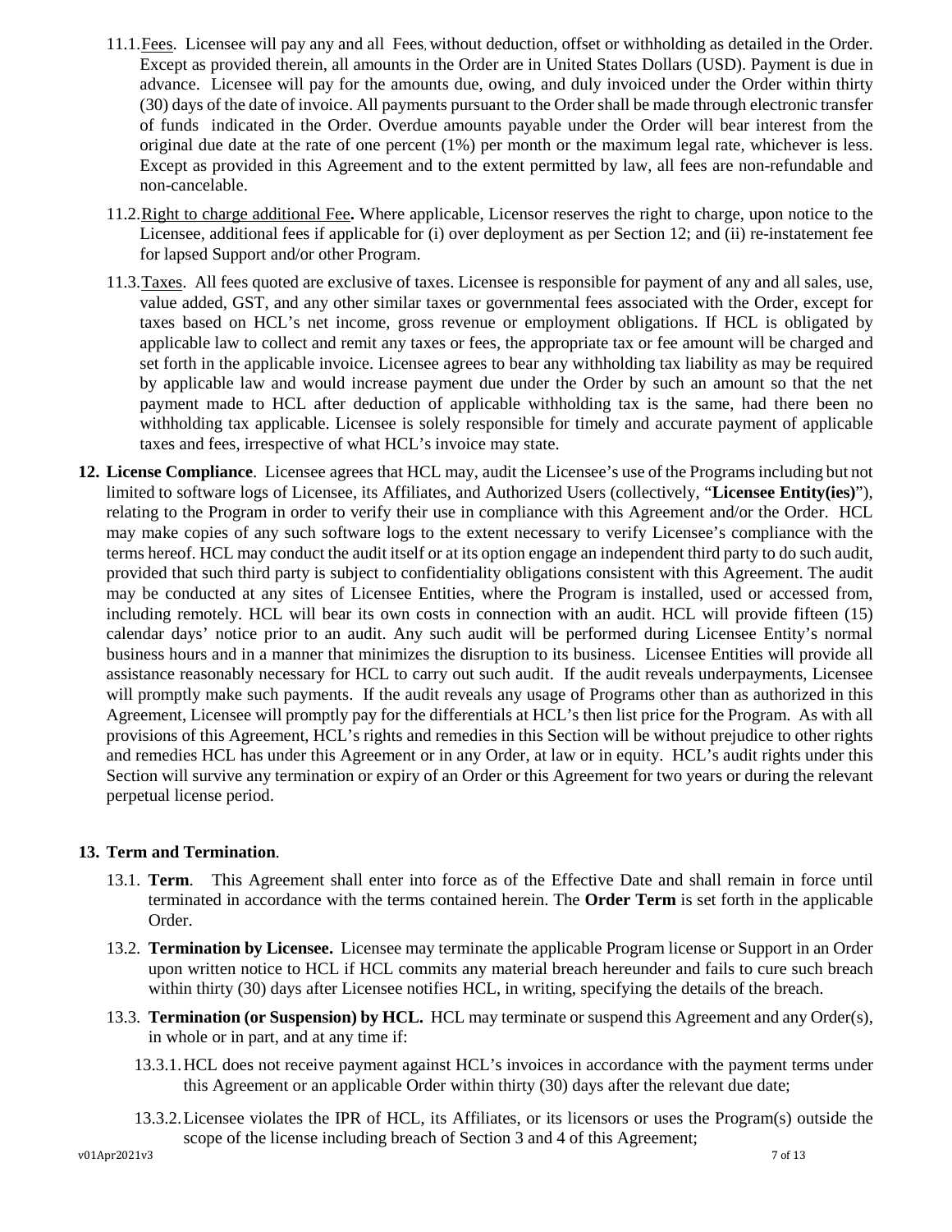11.1. Fees. Licensee will pay any and all Fees, without deduction, offset or withholding as detailed in the Order. Except as provided therein, all amounts in the Order are in United States Dollars (USD). Payment is due in advance. Licensee will pay for the amounts due, owing, and duly invoiced under the Order within thirty (30) days of the date of invoice. All payments pursuant to the Order shall be made through electronic transfer of funds indicated in the Order. Overdue amounts payable under the Order will bear interest from the original due date at the rate of one percent (1%) per month or the maximum legal rate, whichever is less. Except as provided in this Agreement and to the extent permitted by law, all fees are non-refundable and non-cancelable.

11.2. Right to charge additional Fee**.** Where applicable, Licensor reserves the right to charge, upon notice to the Licensee, additional fees if applicable for (i) over deployment as per Section 12; and (ii) re-instatement fee for lapsed Support and/or other Program.

11.3. Taxes. All fees quoted are exclusive of taxes. Licensee is responsible for payment of any and all sales, use, value added, GST, and any other similar taxes or governmental fees associated with the Order, except for taxes based on HCL's net income, gross revenue or employment obligations. If HCL is obligated by applicable law to collect and remit any taxes or fees, the appropriate tax or fee amount will be charged and set forth in the applicable invoice. Licensee agrees to bear any withholding tax liability as may be required by applicable law and would increase payment due under the Order by such an amount so that the net payment made to HCL after deduction of applicable withholding tax is the same, had there been no withholding tax applicable. Licensee is solely responsible for timely and accurate payment of applicable taxes and fees, irrespective of what HCL's invoice may state.

**12. License Compliance**. Licensee agrees that HCL may, audit the Licensee's use of the Programs including but not limited to software logs of Licensee, its Affiliates, and Authorized Users (collectively, "**Licensee Entity(ies)**"), relating to the Program in order to verify their use in compliance with this Agreement and/or the Order. HCL may make copies of any such software logs to the extent necessary to verify Licensee's compliance with the terms hereof. HCL may conduct the audit itself or at its option engage an independent third party to do such audit, provided that such third party is subject to confidentiality obligations consistent with this Agreement. The audit may be conducted at any sites of Licensee Entities, where the Program is installed, used or accessed from, including remotely. HCL will bear its own costs in connection with an audit. HCL will provide fifteen (15) calendar days' notice prior to an audit. Any such audit will be performed during Licensee Entity's normal business hours and in a manner that minimizes the disruption to its business. Licensee Entities will provide all assistance reasonably necessary for HCL to carry out such audit. If the audit reveals underpayments, Licensee will promptly make such payments. If the audit reveals any usage of Programs other than as authorized in this Agreement, Licensee will promptly pay for the differentials at HCL's then list price for the Program. As with all provisions of this Agreement, HCL's rights and remedies in this Section will be without prejudice to other rights and remedies HCL has under this Agreement or in any Order, at law or in equity. HCL's audit rights under this Section will survive any termination or expiry of an Order or this Agreement for two years or during the relevant perpetual license period.

**13. Term and Termination**.

13.1. **Term**. This Agreement shall enter into force as of the Effective Date and shall remain in force until terminated in accordance with the terms contained herein. The **Order Term** is set forth in the applicable Order.

13.2. **Termination by Licensee.** Licensee may terminate the applicable Program license or Support in an Order upon written notice to HCL if HCL commits any material breach hereunder and fails to cure such breach within thirty (30) days after Licensee notifies HCL, in writing, specifying the details of the breach.

13.3. **Termination (or Suspension) by HCL.** HCL may terminate or suspend this Agreement and any Order(s), in whole or in part, and at any time if:

13.3.1. HCL does not receive payment against HCL's invoices in accordance with the payment terms under this Agreement or an applicable Order within thirty (30) days after the relevant due date;

13.3.2. Licensee violates the IPR of HCL, its Affiliates, or its licensors or uses the Program(s) outside the scope of the license including breach of Section 3 and 4 of this Agreement;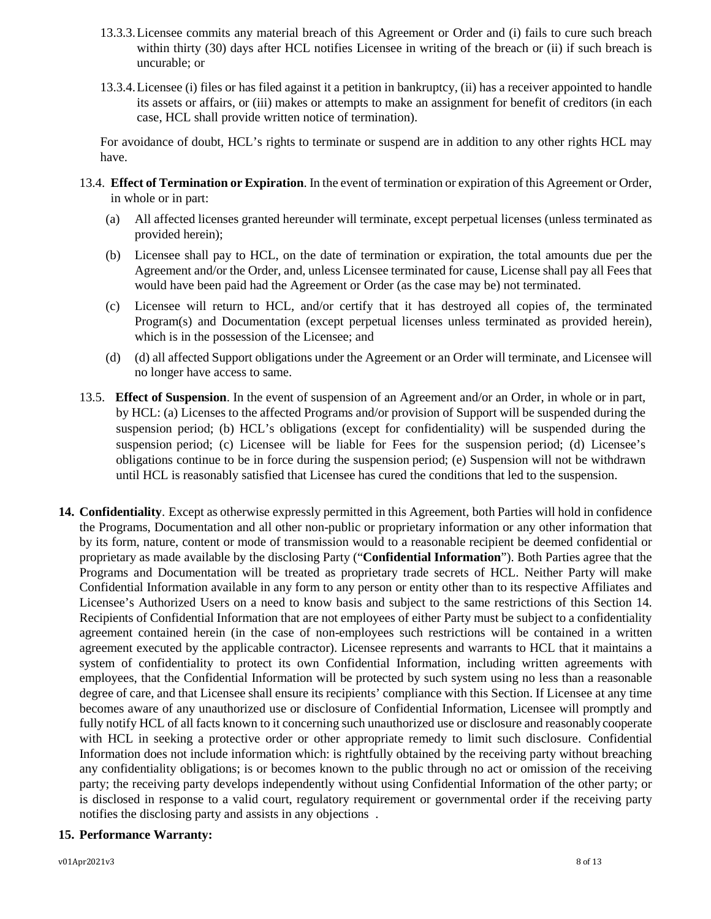13.3.3. Licensee commits any material breach of this Agreement or Order and (i) fails to cure such breach within thirty (30) days after HCL notifies Licensee in writing of the breach or (ii) if such breach is uncurable; or

13.3.4. Licensee (i) files or has filed against it a petition in bankruptcy, (ii) has a receiver appointed to handle its assets or affairs, or (iii) makes or attempts to make an assignment for benefit of creditors (in each case, HCL shall provide written notice of termination).

For avoidance of doubt, HCL's rights to terminate or suspend are in addition to any other rights HCL may have.

13.4. **Effect of Termination or Expiration**. In the event of termination or expiration of this Agreement or Order, in whole or in part:

(a) All affected licenses granted hereunder will terminate, except perpetual licenses (unless terminated as provided herein);

(b) Licensee shall pay to HCL, on the date of termination or expiration, the total amounts due per the Agreement and/or the Order, and, unless Licensee terminated for cause, License shall pay all Fees that would have been paid had the Agreement or Order (as the case may be) not terminated.

(c) Licensee will return to HCL, and/or certify that it has destroyed all copies of, the terminated Program(s) and Documentation (except perpetual licenses unless terminated as provided herein), which is in the possession of the Licensee; and

(d) (d) all affected Support obligations under the Agreement or an Order will terminate, and Licensee will no longer have access to same.

13.5. **Effect of Suspension**. In the event of suspension of an Agreement and/or an Order, in whole or in part, by HCL: (a) Licenses to the affected Programs and/or provision of Support will be suspended during the suspension period; (b) HCL's obligations (except for confidentiality) will be suspended during the suspension period; (c) Licensee will be liable for Fees for the suspension period; (d) Licensee's obligations continue to be in force during the suspension period; (e) Suspension will not be withdrawn until HCL is reasonably satisfied that Licensee has cured the conditions that led to the suspension.

**14. Confidentiality**. Except as otherwise expressly permitted in this Agreement, both Parties will hold in confidence the Programs, Documentation and all other non-public or proprietary information or any other information that by its form, nature, content or mode of transmission would to a reasonable recipient be deemed confidential or proprietary as made available by the disclosing Party ("**Confidential Information**"). Both Parties agree that the Programs and Documentation will be treated as proprietary trade secrets of HCL. Neither Party will make Confidential Information available in any form to any person or entity other than to its respective Affiliates and Licensee's Authorized Users on a need to know basis and subject to the same restrictions of this Section 14. Recipients of Confidential Information that are not employees of either Party must be subject to a confidentiality agreement contained herein (in the case of non-employees such restrictions will be contained in a written agreement executed by the applicable contractor). Licensee represents and warrants to HCL that it maintains a system of confidentiality to protect its own Confidential Information, including written agreements with employees, that the Confidential Information will be protected by such system using no less than a reasonable degree of care, and that Licensee shall ensure its recipients' compliance with this Section. If Licensee at any time becomes aware of any unauthorized use or disclosure of Confidential Information, Licensee will promptly and fully notify HCL of all facts known to it concerning such unauthorized use or disclosure and reasonably cooperate with HCL in seeking a protective order or other appropriate remedy to limit such disclosure. Confidential Information does not include information which: is rightfully obtained by the receiving party without breaching any confidentiality obligations; is or becomes known to the public through no act or omission of the receiving party; the receiving party develops independently without using Confidential Information of the other party; or is disclosed in response to a valid court, regulatory requirement or governmental order if the receiving party notifies the disclosing party and assists in any objections .

**15. Performance Warranty:**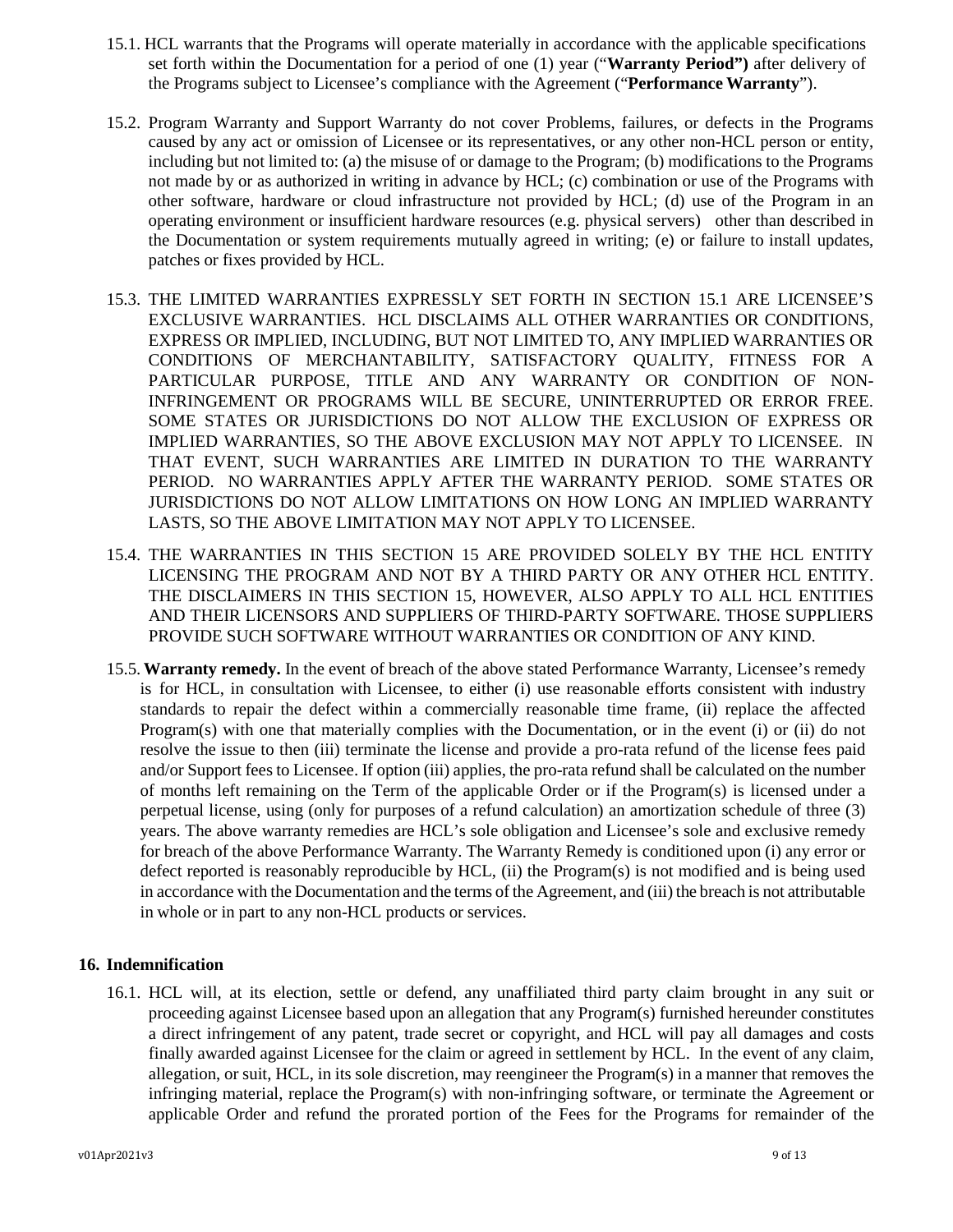15.1. HCL warrants that the Programs will operate materially in accordance with the applicable specifications set forth within the Documentation for a period of one (1) year ("**Warranty Period")** after delivery of the Programs subject to Licensee's compliance with the Agreement ("**Performance Warranty**").

15.2. Program Warranty and Support Warranty do not cover Problems, failures, or defects in the Programs caused by any act or omission of Licensee or its representatives, or any other non-HCL person or entity, including but not limited to: (a) the misuse of or damage to the Program; (b) modifications to the Programs not made by or as authorized in writing in advance by HCL; (c) combination or use of the Programs with other software, hardware or cloud infrastructure not provided by HCL; (d) use of the Program in an operating environment or insufficient hardware resources (e.g. physical servers) other than described in the Documentation or system requirements mutually agreed in writing; (e) or failure to install updates, patches or fixes provided by HCL.

15.3. THE LIMITED WARRANTIES EXPRESSLY SET FORTH IN SECTION 15.1 ARE LICENSEE'S EXCLUSIVE WARRANTIES. HCL DISCLAIMS ALL OTHER WARRANTIES OR CONDITIONS, EXPRESS OR IMPLIED, INCLUDING, BUT NOT LIMITED TO, ANY IMPLIED WARRANTIES OR CONDITIONS OF MERCHANTABILITY, SATISFACTORY QUALITY, FITNESS FOR A PARTICULAR PURPOSE, TITLE AND ANY WARRANTY OR CONDITION OF NON-INFRINGEMENT OR PROGRAMS WILL BE SECURE, UNINTERRUPTED OR ERROR FREE. SOME STATES OR JURISDICTIONS DO NOT ALLOW THE EXCLUSION OF EXPRESS OR IMPLIED WARRANTIES, SO THE ABOVE EXCLUSION MAY NOT APPLY TO LICENSEE. IN THAT EVENT, SUCH WARRANTIES ARE LIMITED IN DURATION TO THE WARRANTY PERIOD. NO WARRANTIES APPLY AFTER THE WARRANTY PERIOD. SOME STATES OR JURISDICTIONS DO NOT ALLOW LIMITATIONS ON HOW LONG AN IMPLIED WARRANTY LASTS, SO THE ABOVE LIMITATION MAY NOT APPLY TO LICENSEE.

15.4. THE WARRANTIES IN THIS SECTION 15 ARE PROVIDED SOLELY BY THE HCL ENTITY LICENSING THE PROGRAM AND NOT BY A THIRD PARTY OR ANY OTHER HCL ENTITY. THE DISCLAIMERS IN THIS SECTION 15, HOWEVER, ALSO APPLY TO ALL HCL ENTITIES AND THEIR LICENSORS AND SUPPLIERS OF THIRD-PARTY SOFTWARE. THOSE SUPPLIERS PROVIDE SUCH SOFTWARE WITHOUT WARRANTIES OR CONDITION OF ANY KIND.

15.5. **Warranty remedy.** In the event of breach of the above stated Performance Warranty, Licensee's remedy is for HCL, in consultation with Licensee, to either (i) use reasonable efforts consistent with industry standards to repair the defect within a commercially reasonable time frame, (ii) replace the affected Program(s) with one that materially complies with the Documentation, or in the event (i) or (ii) do not resolve the issue to then (iii) terminate the license and provide a pro-rata refund of the license fees paid and/or Support fees to Licensee. If option (iii) applies, the pro-rata refund shall be calculated on the number of months left remaining on the Term of the applicable Order or if the Program(s) is licensed under a perpetual license, using (only for purposes of a refund calculation) an amortization schedule of three (3) years. The above warranty remedies are HCL's sole obligation and Licensee's sole and exclusive remedy for breach of the above Performance Warranty. The Warranty Remedy is conditioned upon (i) any error or defect reported is reasonably reproducible by HCL, (ii) the Program(s) is not modified and is being used in accordance with the Documentation and the terms of the Agreement, and (iii) the breach is not attributable in whole or in part to any non-HCL products or services.

## 16. Indemnification

16.1. HCL will, at its election, settle or defend, any unaffiliated third party claim brought in any suit or proceeding against Licensee based upon an allegation that any Program(s) furnished hereunder constitutes a direct infringement of any patent, trade secret or copyright, and HCL will pay all damages and costs finally awarded against Licensee for the claim or agreed in settlement by HCL. In the event of any claim, allegation, or suit, HCL, in its sole discretion, may reengineer the Program(s) in a manner that removes the infringing material, replace the Program(s) with non-infringing software, or terminate the Agreement or applicable Order and refund the prorated portion of the Fees for the Programs for remainder of the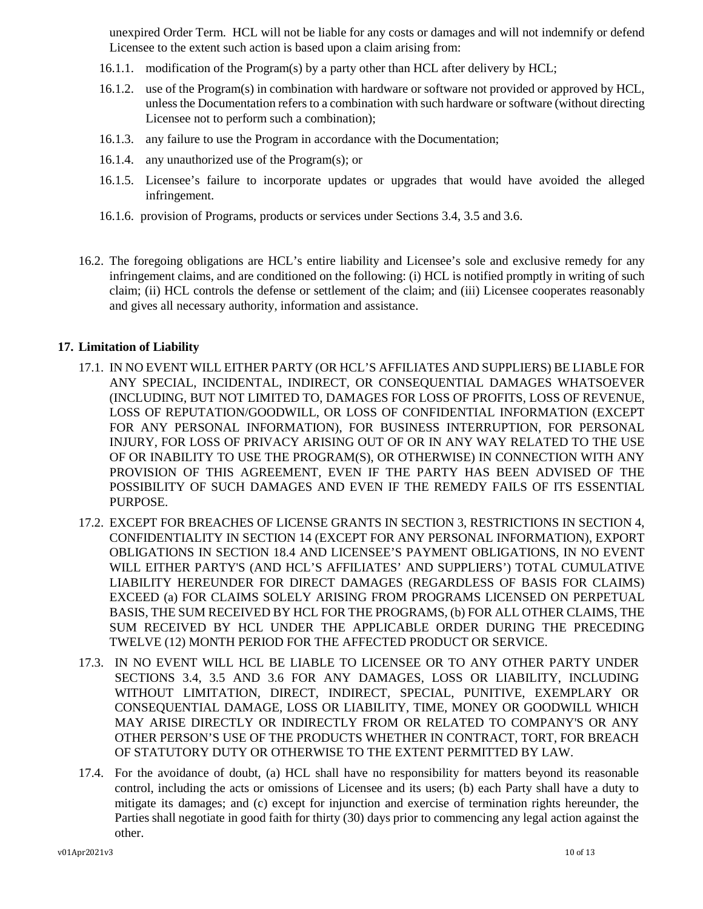unexpired Order Term. HCL will not be liable for any costs or damages and will not indemnify or defend Licensee to the extent such action is based upon a claim arising from:

- 16.1.1. modification of the Program(s) by a party other than HCL after delivery by HCL;
- 16.1.2. use of the Program(s) in combination with hardware or software not provided or approved by HCL, unless the Documentation refers to a combination with such hardware or software (without directing Licensee not to perform such a combination);
- 16.1.3. any failure to use the Program in accordance with the Documentation;
- 16.1.4. any unauthorized use of the Program(s); or
- 16.1.5. Licensee's failure to incorporate updates or upgrades that would have avoided the alleged infringement.
- 16.1.6. provision of Programs, products or services under Sections 3.4, 3.5 and 3.6.

16.2. The foregoing obligations are HCL's entire liability and Licensee's sole and exclusive remedy for any infringement claims, and are conditioned on the following: (i) HCL is notified promptly in writing of such claim; (ii) HCL controls the defense or settlement of the claim; and (iii) Licensee cooperates reasonably and gives all necessary authority, information and assistance.

## 17. Limitation of Liability

17.1. IN NO EVENT WILL EITHER PARTY (OR HCL'S AFFILIATES AND SUPPLIERS) BE LIABLE FOR ANY SPECIAL, INCIDENTAL, INDIRECT, OR CONSEQUENTIAL DAMAGES WHATSOEVER (INCLUDING, BUT NOT LIMITED TO, DAMAGES FOR LOSS OF PROFITS, LOSS OF REVENUE, LOSS OF REPUTATION/GOODWILL, OR LOSS OF CONFIDENTIAL INFORMATION (EXCEPT FOR ANY PERSONAL INFORMATION), FOR BUSINESS INTERRUPTION, FOR PERSONAL INJURY, FOR LOSS OF PRIVACY ARISING OUT OF OR IN ANY WAY RELATED TO THE USE OF OR INABILITY TO USE THE PROGRAM(S), OR OTHERWISE) IN CONNECTION WITH ANY PROVISION OF THIS AGREEMENT, EVEN IF THE PARTY HAS BEEN ADVISED OF THE POSSIBILITY OF SUCH DAMAGES AND EVEN IF THE REMEDY FAILS OF ITS ESSENTIAL PURPOSE.

17.2. EXCEPT FOR BREACHES OF LICENSE GRANTS IN SECTION 3, RESTRICTIONS IN SECTION 4, CONFIDENTIALITY IN SECTION 14 (EXCEPT FOR ANY PERSONAL INFORMATION), EXPORT OBLIGATIONS IN SECTION 18.4 AND LICENSEE'S PAYMENT OBLIGATIONS, IN NO EVENT WILL EITHER PARTY'S (AND HCL'S AFFILIATES' AND SUPPLIERS') TOTAL CUMULATIVE LIABILITY HEREUNDER FOR DIRECT DAMAGES (REGARDLESS OF BASIS FOR CLAIMS) EXCEED (a) FOR CLAIMS SOLELY ARISING FROM PROGRAMS LICENSED ON PERPETUAL BASIS, THE SUM RECEIVED BY HCL FOR THE PROGRAMS, (b) FOR ALL OTHER CLAIMS, THE SUM RECEIVED BY HCL UNDER THE APPLICABLE ORDER DURING THE PRECEDING TWELVE (12) MONTH PERIOD FOR THE AFFECTED PRODUCT OR SERVICE.

17.3. IN NO EVENT WILL HCL BE LIABLE TO LICENSEE OR TO ANY OTHER PARTY UNDER SECTIONS 3.4, 3.5 AND 3.6 FOR ANY DAMAGES, LOSS OR LIABILITY, INCLUDING WITHOUT LIMITATION, DIRECT, INDIRECT, SPECIAL, PUNITIVE, EXEMPLARY OR CONSEQUENTIAL DAMAGE, LOSS OR LIABILITY, TIME, MONEY OR GOODWILL WHICH MAY ARISE DIRECTLY OR INDIRECTLY FROM OR RELATED TO COMPANY'S OR ANY OTHER PERSON'S USE OF THE PRODUCTS WHETHER IN CONTRACT, TORT, FOR BREACH OF STATUTORY DUTY OR OTHERWISE TO THE EXTENT PERMITTED BY LAW.

17.4. For the avoidance of doubt, (a) HCL shall have no responsibility for matters beyond its reasonable control, including the acts or omissions of Licensee and its users; (b) each Party shall have a duty to mitigate its damages; and (c) except for injunction and exercise of termination rights hereunder, the Parties shall negotiate in good faith for thirty (30) days prior to commencing any legal action against the other.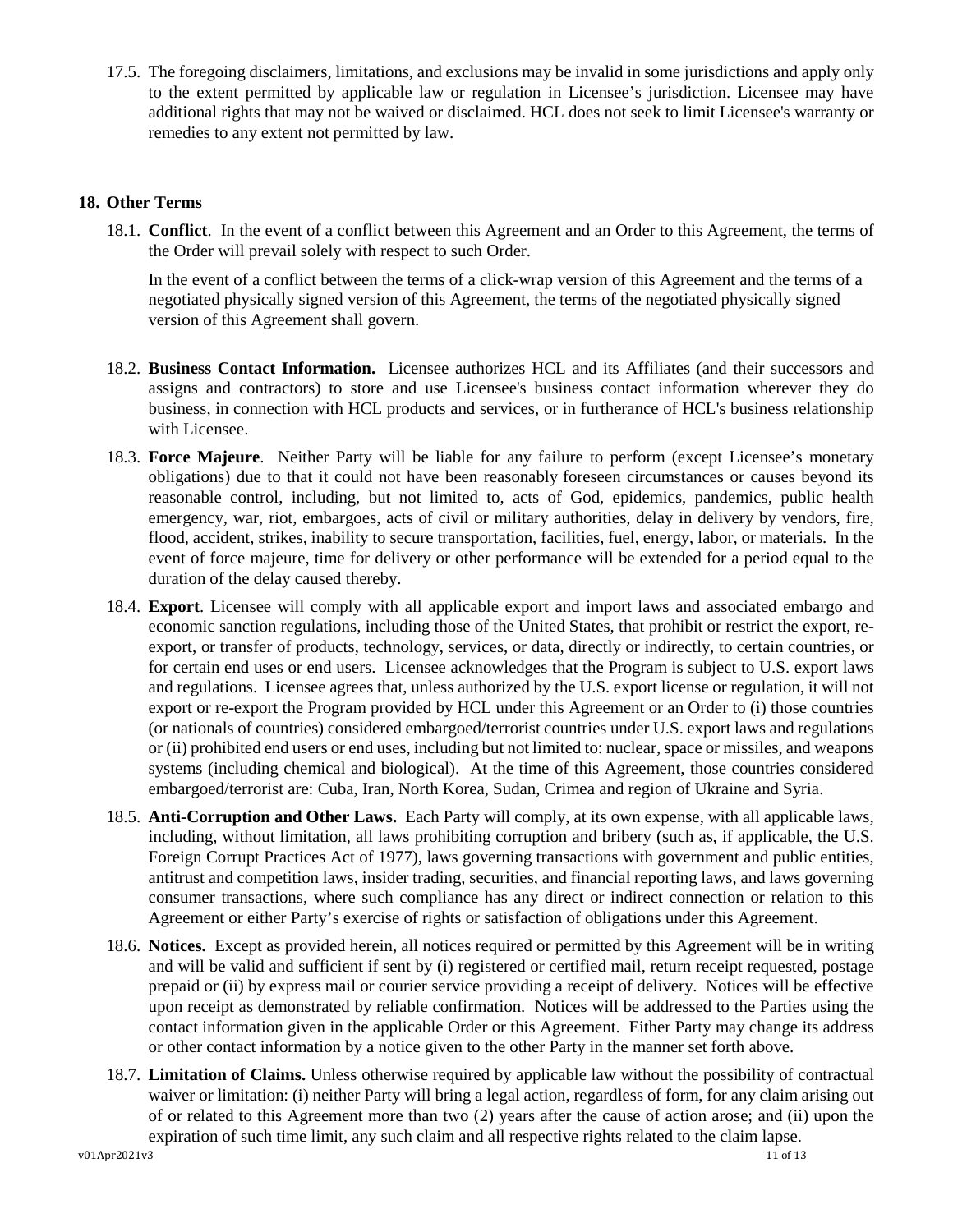17.5. The foregoing disclaimers, limitations, and exclusions may be invalid in some jurisdictions and apply only to the extent permitted by applicable law or regulation in Licensee's jurisdiction. Licensee may have additional rights that may not be waived or disclaimed. HCL does not seek to limit Licensee's warranty or remedies to any extent not permitted by law.

## 18. Other Terms

18.1. **Conflict**. In the event of a conflict between this Agreement and an Order to this Agreement, the terms of the Order will prevail solely with respect to such Order.

In the event of a conflict between the terms of a click-wrap version of this Agreement and the terms of a negotiated physically signed version of this Agreement, the terms of the negotiated physically signed version of this Agreement shall govern.

18.2. **Business Contact Information.** Licensee authorizes HCL and its Affiliates (and their successors and assigns and contractors) to store and use Licensee's business contact information wherever they do business, in connection with HCL products and services, or in furtherance of HCL's business relationship with Licensee.

18.3. **Force Majeure**. Neither Party will be liable for any failure to perform (except Licensee's monetary obligations) due to that it could not have been reasonably foreseen circumstances or causes beyond its reasonable control, including, but not limited to, acts of God, epidemics, pandemics, public health emergency, war, riot, embargoes, acts of civil or military authorities, delay in delivery by vendors, fire, flood, accident, strikes, inability to secure transportation, facilities, fuel, energy, labor, or materials. In the event of force majeure, time for delivery or other performance will be extended for a period equal to the duration of the delay caused thereby.

18.4. **Export**. Licensee will comply with all applicable export and import laws and associated embargo and economic sanction regulations, including those of the United States, that prohibit or restrict the export, re-export, or transfer of products, technology, services, or data, directly or indirectly, to certain countries, or for certain end uses or end users. Licensee acknowledges that the Program is subject to U.S. export laws and regulations. Licensee agrees that, unless authorized by the U.S. export license or regulation, it will not export or re-export the Program provided by HCL under this Agreement or an Order to (i) those countries (or nationals of countries) considered embargoed/terrorist countries under U.S. export laws and regulations or (ii) prohibited end users or end uses, including but not limited to: nuclear, space or missiles, and weapons systems (including chemical and biological). At the time of this Agreement, those countries considered embargoed/terrorist are: Cuba, Iran, North Korea, Sudan, Crimea and region of Ukraine and Syria.

18.5. **Anti-Corruption and Other Laws.** Each Party will comply, at its own expense, with all applicable laws, including, without limitation, all laws prohibiting corruption and bribery (such as, if applicable, the U.S. Foreign Corrupt Practices Act of 1977), laws governing transactions with government and public entities, antitrust and competition laws, insider trading, securities, and financial reporting laws, and laws governing consumer transactions, where such compliance has any direct or indirect connection or relation to this Agreement or either Party's exercise of rights or satisfaction of obligations under this Agreement.

18.6. **Notices.** Except as provided herein, all notices required or permitted by this Agreement will be in writing and will be valid and sufficient if sent by (i) registered or certified mail, return receipt requested, postage prepaid or (ii) by express mail or courier service providing a receipt of delivery. Notices will be effective upon receipt as demonstrated by reliable confirmation. Notices will be addressed to the Parties using the contact information given in the applicable Order or this Agreement. Either Party may change its address or other contact information by a notice given to the other Party in the manner set forth above.

18.7. **Limitation of Claims.** Unless otherwise required by applicable law without the possibility of contractual waiver or limitation: (i) neither Party will bring a legal action, regardless of form, for any claim arising out of or related to this Agreement more than two (2) years after the cause of action arose; and (ii) upon the expiration of such time limit, any such claim and all respective rights related to the claim lapse.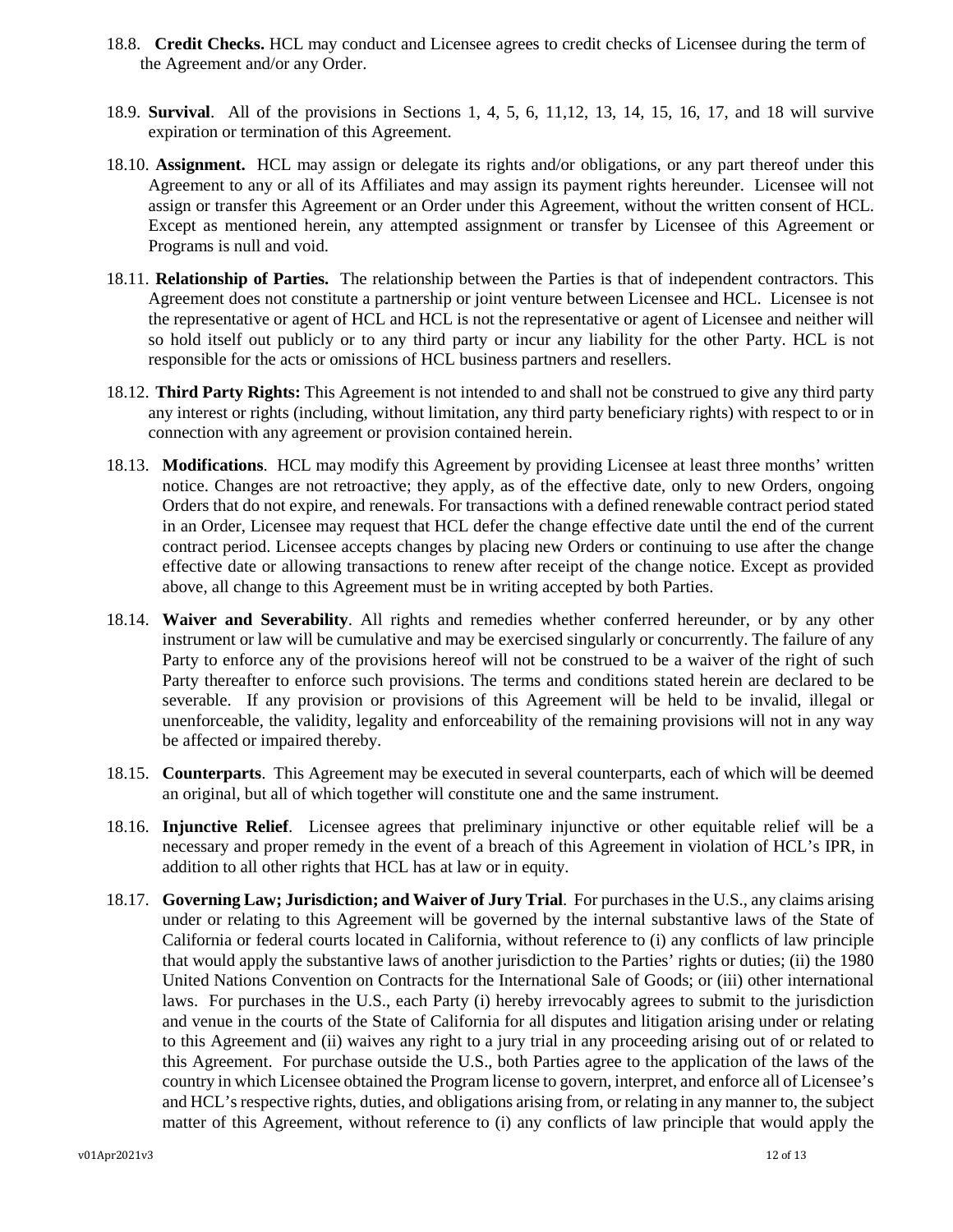18.8. **Credit Checks.** HCL may conduct and Licensee agrees to credit checks of Licensee during the term of the Agreement and/or any Order.

18.9. **Survival**. All of the provisions in Sections 1, 4, 5, 6, 11,12, 13, 14, 15, 16, 17, and 18 will survive expiration or termination of this Agreement.

18.10. **Assignment.** HCL may assign or delegate its rights and/or obligations, or any part thereof under this Agreement to any or all of its Affiliates and may assign its payment rights hereunder. Licensee will not assign or transfer this Agreement or an Order under this Agreement, without the written consent of HCL. Except as mentioned herein, any attempted assignment or transfer by Licensee of this Agreement or Programs is null and void.

18.11. **Relationship of Parties.** The relationship between the Parties is that of independent contractors. This Agreement does not constitute a partnership or joint venture between Licensee and HCL. Licensee is not the representative or agent of HCL and HCL is not the representative or agent of Licensee and neither will so hold itself out publicly or to any third party or incur any liability for the other Party. HCL is not responsible for the acts or omissions of HCL business partners and resellers.

18.12. **Third Party Rights:** This Agreement is not intended to and shall not be construed to give any third party any interest or rights (including, without limitation, any third party beneficiary rights) with respect to or in connection with any agreement or provision contained herein.

18.13. **Modifications**. HCL may modify this Agreement by providing Licensee at least three months' written notice. Changes are not retroactive; they apply, as of the effective date, only to new Orders, ongoing Orders that do not expire, and renewals. For transactions with a defined renewable contract period stated in an Order, Licensee may request that HCL defer the change effective date until the end of the current contract period. Licensee accepts changes by placing new Orders or continuing to use after the change effective date or allowing transactions to renew after receipt of the change notice. Except as provided above, all change to this Agreement must be in writing accepted by both Parties.

18.14. **Waiver and Severability**. All rights and remedies whether conferred hereunder, or by any other instrument or law will be cumulative and may be exercised singularly or concurrently. The failure of any Party to enforce any of the provisions hereof will not be construed to be a waiver of the right of such Party thereafter to enforce such provisions. The terms and conditions stated herein are declared to be severable. If any provision or provisions of this Agreement will be held to be invalid, illegal or unenforceable, the validity, legality and enforceability of the remaining provisions will not in any way be affected or impaired thereby.

18.15. **Counterparts**. This Agreement may be executed in several counterparts, each of which will be deemed an original, but all of which together will constitute one and the same instrument.

18.16. **Injunctive Relief**. Licensee agrees that preliminary injunctive or other equitable relief will be a necessary and proper remedy in the event of a breach of this Agreement in violation of HCL's IPR, in addition to all other rights that HCL has at law or in equity.

18.17. **Governing Law; Jurisdiction; and Waiver of Jury Trial**. For purchases in the U.S., any claims arising under or relating to this Agreement will be governed by the internal substantive laws of the State of California or federal courts located in California, without reference to (i) any conflicts of law principle that would apply the substantive laws of another jurisdiction to the Parties' rights or duties; (ii) the 1980 United Nations Convention on Contracts for the International Sale of Goods; or (iii) other international laws. For purchases in the U.S., each Party (i) hereby irrevocably agrees to submit to the jurisdiction and venue in the courts of the State of California for all disputes and litigation arising under or relating to this Agreement and (ii) waives any right to a jury trial in any proceeding arising out of or related to this Agreement. For purchase outside the U.S., both Parties agree to the application of the laws of the country in which Licensee obtained the Program license to govern, interpret, and enforce all of Licensee's and HCL's respective rights, duties, and obligations arising from, or relating in any manner to, the subject matter of this Agreement, without reference to (i) any conflicts of law principle that would apply the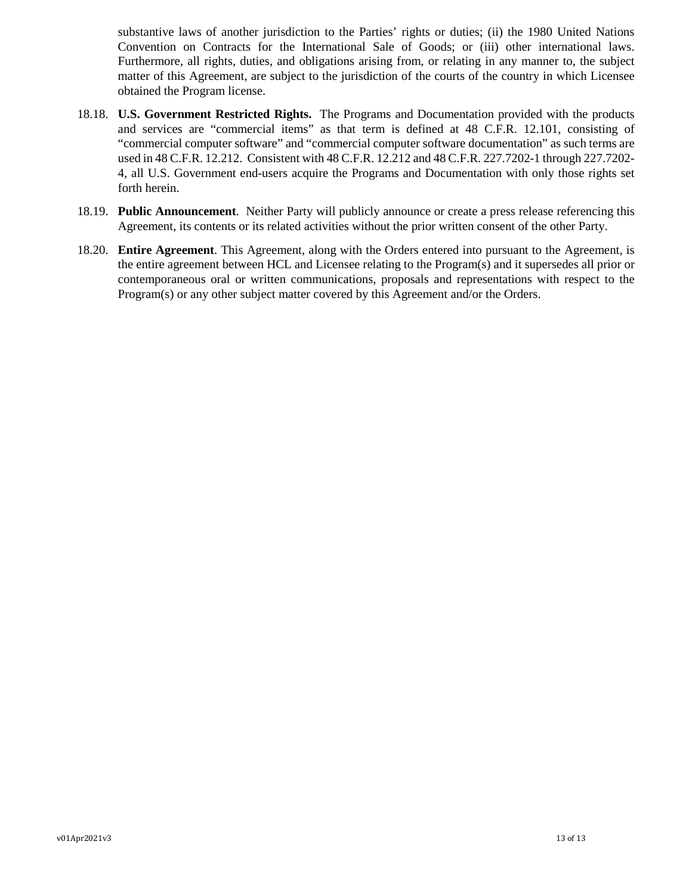substantive laws of another jurisdiction to the Parties' rights or duties; (ii) the 1980 United Nations Convention on Contracts for the International Sale of Goods; or (iii) other international laws. Furthermore, all rights, duties, and obligations arising from, or relating in any manner to, the subject matter of this Agreement, are subject to the jurisdiction of the courts of the country in which Licensee obtained the Program license.

18.18. **U.S. Government Restricted Rights.** The Programs and Documentation provided with the products and services are "commercial items" as that term is defined at 48 C.F.R. 12.101, consisting of "commercial computer software" and "commercial computer software documentation" as such terms are used in 48 C.F.R. 12.212. Consistent with 48 C.F.R. 12.212 and 48 C.F.R. 227.7202-1 through 227.7202-4, all U.S. Government end-users acquire the Programs and Documentation with only those rights set forth herein.

18.19. **Public Announcement**. Neither Party will publicly announce or create a press release referencing this Agreement, its contents or its related activities without the prior written consent of the other Party.

18.20. **Entire Agreement**. This Agreement, along with the Orders entered into pursuant to the Agreement, is the entire agreement between HCL and Licensee relating to the Program(s) and it supersedes all prior or contemporaneous oral or written communications, proposals and representations with respect to the Program(s) or any other subject matter covered by this Agreement and/or the Orders.